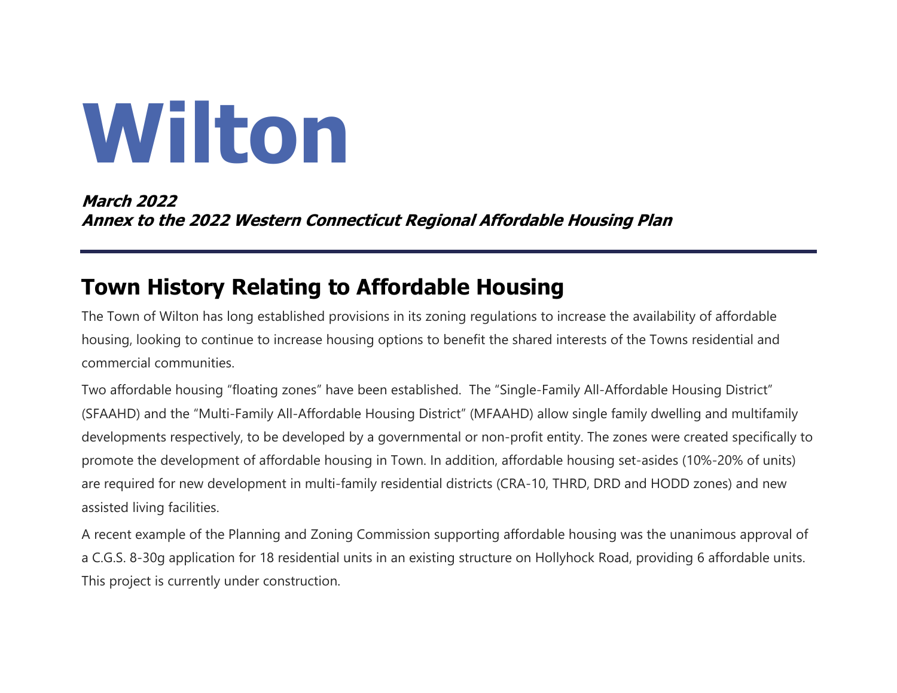# Wilton

***March 2022***
***Annex to the 2022 Western Connecticut Regional Affordable Housing Plan***

---

## Town History Relating to Affordable Housing

The Town of Wilton has long established provisions in its zoning regulations to increase the availability of affordable housing, looking to continue to increase housing options to benefit the shared interests of the Towns residential and commercial communities.

Two affordable housing "floating zones" have been established. The "Single-Family All-Affordable Housing District" (SFAAHD) and the "Multi-Family All-Affordable Housing District" (MFAAHD) allow single family dwelling and multifamily developments respectively, to be developed by a governmental or non-profit entity. The zones were created specifically to promote the development of affordable housing in Town. In addition, affordable housing set-asides (10%-20% of units) are required for new development in multi-family residential districts (CRA-10, THRD, DRD and HODD zones) and new assisted living facilities.

A recent example of the Planning and Zoning Commission supporting affordable housing was the unanimous approval of a C.G.S. 8-30g application for 18 residential units in an existing structure on Hollyhock Road, providing 6 affordable units. This project is currently under construction.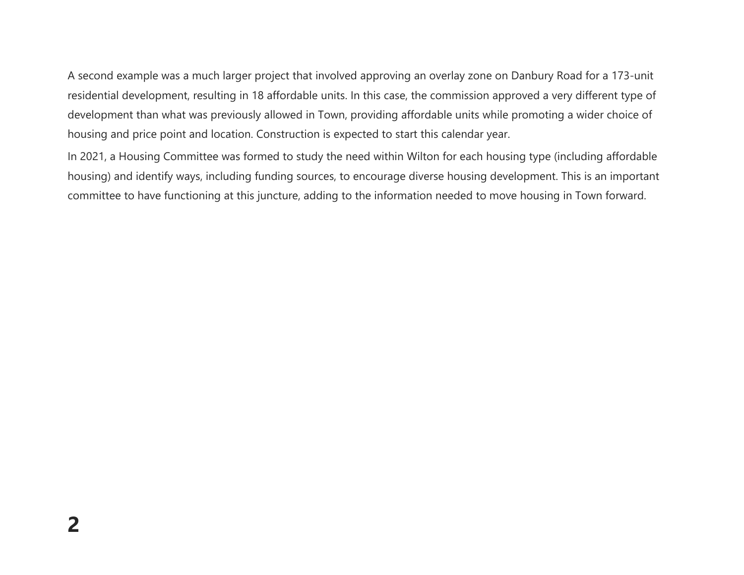A second example was a much larger project that involved approving an overlay zone on Danbury Road for a 173-unit residential development, resulting in 18 affordable units. In this case, the commission approved a very different type of development than what was previously allowed in Town, providing affordable units while promoting a wider choice of housing and price point and location. Construction is expected to start this calendar year.

In 2021, a Housing Committee was formed to study the need within Wilton for each housing type (including affordable housing) and identify ways, including funding sources, to encourage diverse housing development. This is an important committee to have functioning at this juncture, adding to the information needed to move housing in Town forward.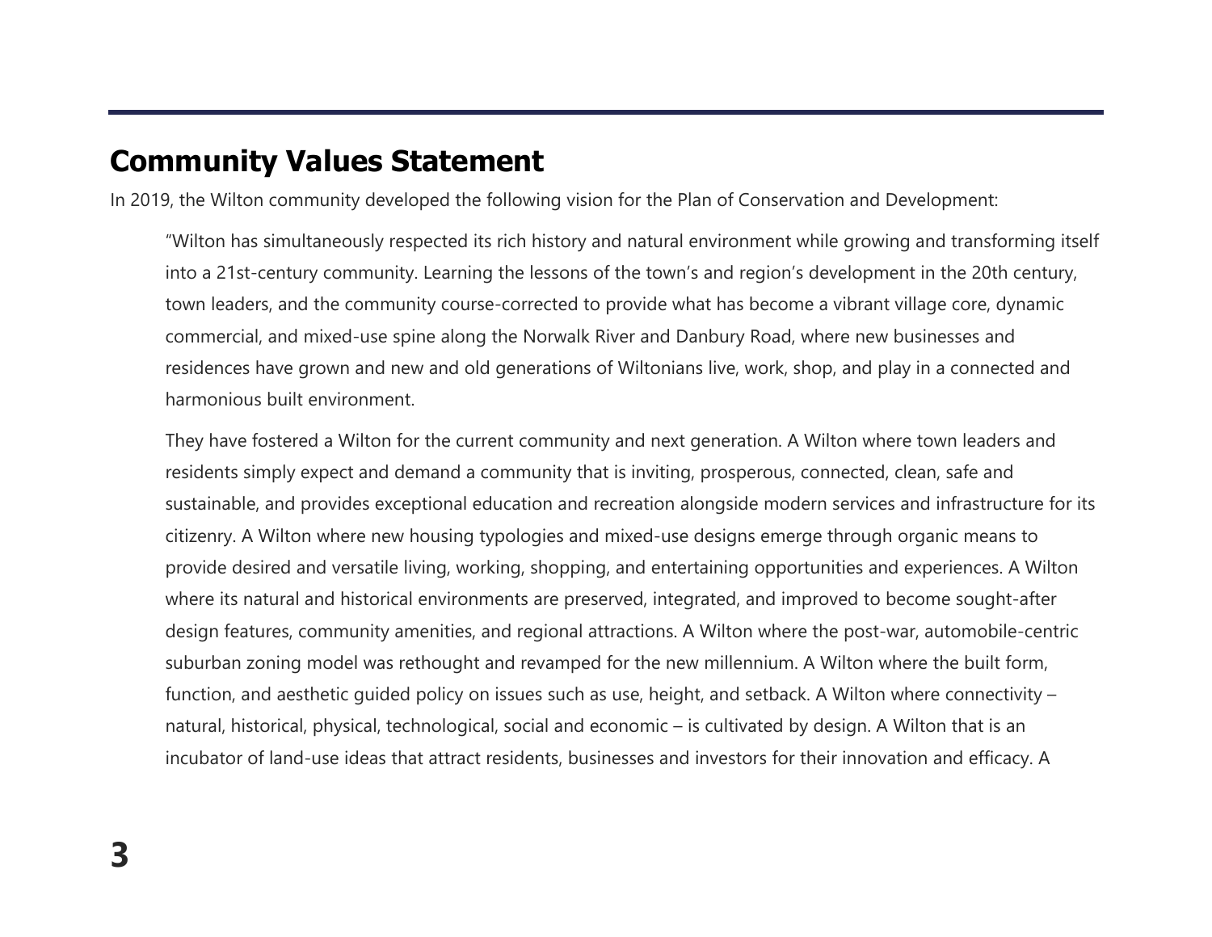## Community Values Statement

In 2019, the Wilton community developed the following vision for the Plan of Conservation and Development:

> "Wilton has simultaneously respected its rich history and natural environment while growing and transforming itself into a 21st-century community. Learning the lessons of the town's and region's development in the 20th century, town leaders, and the community course-corrected to provide what has become a vibrant village core, dynamic commercial, and mixed-use spine along the Norwalk River and Danbury Road, where new businesses and residences have grown and new and old generations of Wiltonians live, work, shop, and play in a connected and harmonious built environment.
>
> They have fostered a Wilton for the current community and next generation. A Wilton where town leaders and residents simply expect and demand a community that is inviting, prosperous, connected, clean, safe and sustainable, and provides exceptional education and recreation alongside modern services and infrastructure for its citizenry. A Wilton where new housing typologies and mixed-use designs emerge through organic means to provide desired and versatile living, working, shopping, and entertaining opportunities and experiences. A Wilton where its natural and historical environments are preserved, integrated, and improved to become sought-after design features, community amenities, and regional attractions. A Wilton where the post-war, automobile-centric suburban zoning model was rethought and revamped for the new millennium. A Wilton where the built form, function, and aesthetic guided policy on issues such as use, height, and setback. A Wilton where connectivity – natural, historical, physical, technological, social and economic – is cultivated by design. A Wilton that is an incubator of land-use ideas that attract residents, businesses and investors for their innovation and efficacy. A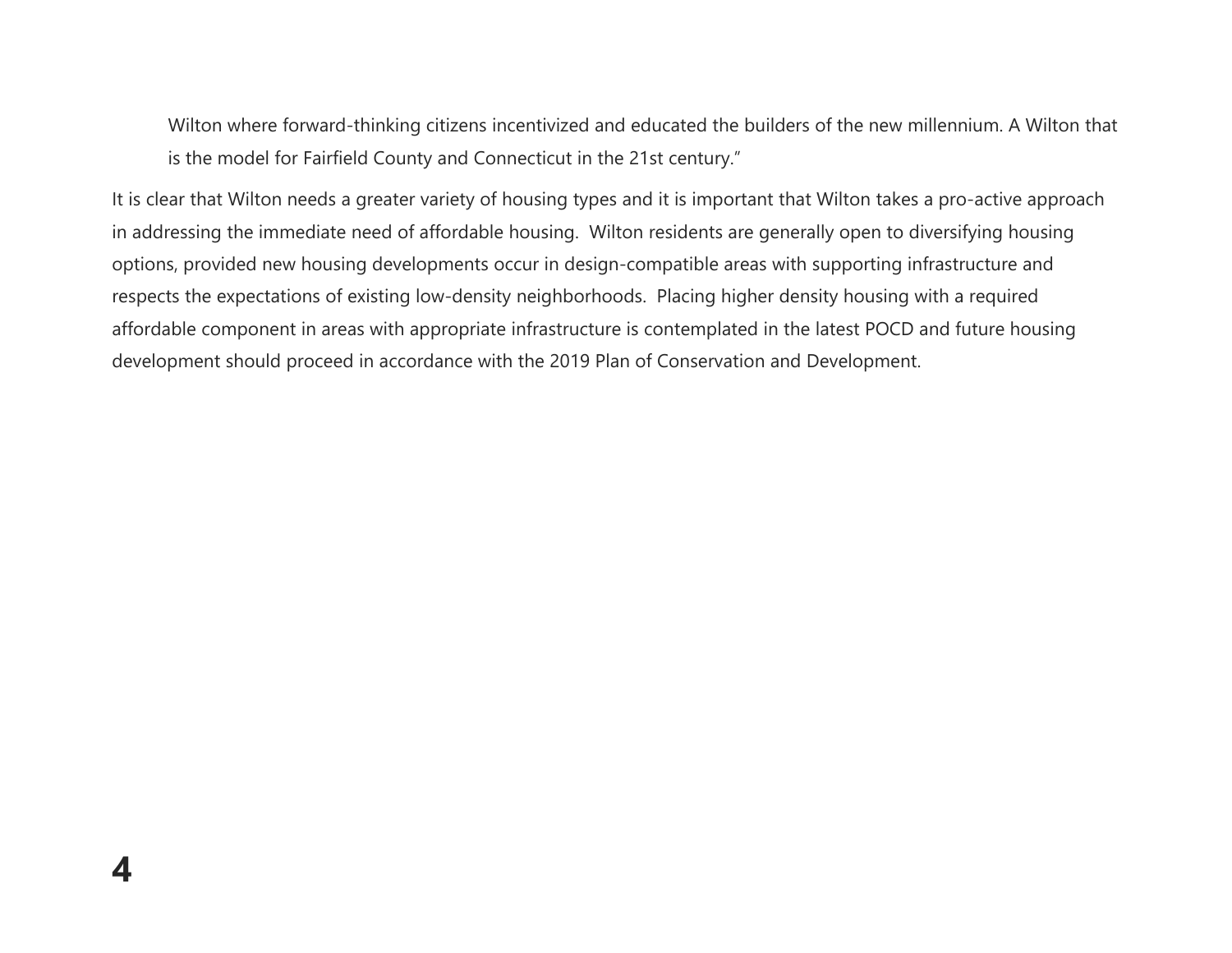> Wilton where forward-thinking citizens incentivized and educated the builders of the new millennium. A Wilton that is the model for Fairfield County and Connecticut in the 21st century."

It is clear that Wilton needs a greater variety of housing types and it is important that Wilton takes a pro-active approach in addressing the immediate need of affordable housing. Wilton residents are generally open to diversifying housing options, provided new housing developments occur in design-compatible areas with supporting infrastructure and respects the expectations of existing low-density neighborhoods. Placing higher density housing with a required affordable component in areas with appropriate infrastructure is contemplated in the latest POCD and future housing development should proceed in accordance with the 2019 Plan of Conservation and Development.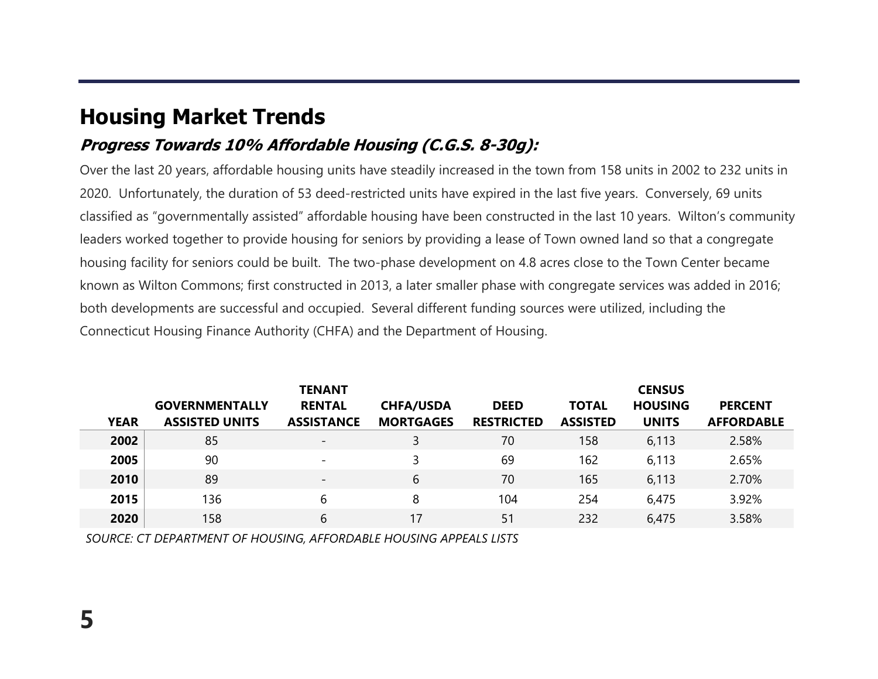## Housing Market Trends

### *Progress Towards 10% Affordable Housing (C.G.S. 8-30g):*

Over the last 20 years, affordable housing units have steadily increased in the town from 158 units in 2002 to 232 units in 2020. Unfortunately, the duration of 53 deed-restricted units have expired in the last five years. Conversely, 69 units classified as "governmentally assisted" affordable housing have been constructed in the last 10 years. Wilton's community leaders worked together to provide housing for seniors by providing a lease of Town owned land so that a congregate housing facility for seniors could be built. The two-phase development on 4.8 acres close to the Town Center became known as Wilton Commons; first constructed in 2013, a later smaller phase with congregate services was added in 2016; both developments are successful and occupied. Several different funding sources were utilized, including the Connecticut Housing Finance Authority (CHFA) and the Department of Housing.

| YEAR | GOVERNMENTALLY ASSISTED UNITS | TENANT RENTAL ASSISTANCE | CHFA/USDA MORTGAGES | DEED RESTRICTED | TOTAL ASSISTED | CENSUS HOUSING UNITS | PERCENT AFFORDABLE |
|---|---|---|---|---|---|---|---|
| **2002** | 85 | - | 3 | 70 | 158 | 6,113 | 2.58% |
| **2005** | 90 | - | 3 | 69 | 162 | 6,113 | 2.65% |
| **2010** | 89 | - | 6 | 70 | 165 | 6,113 | 2.70% |
| **2015** | 136 | 6 | 8 | 104 | 254 | 6,475 | 3.92% |
| **2020** | 158 | 6 | 17 | 51 | 232 | 6,475 | 3.58% |

*SOURCE: CT DEPARTMENT OF HOUSING, AFFORDABLE HOUSING APPEALS LISTS*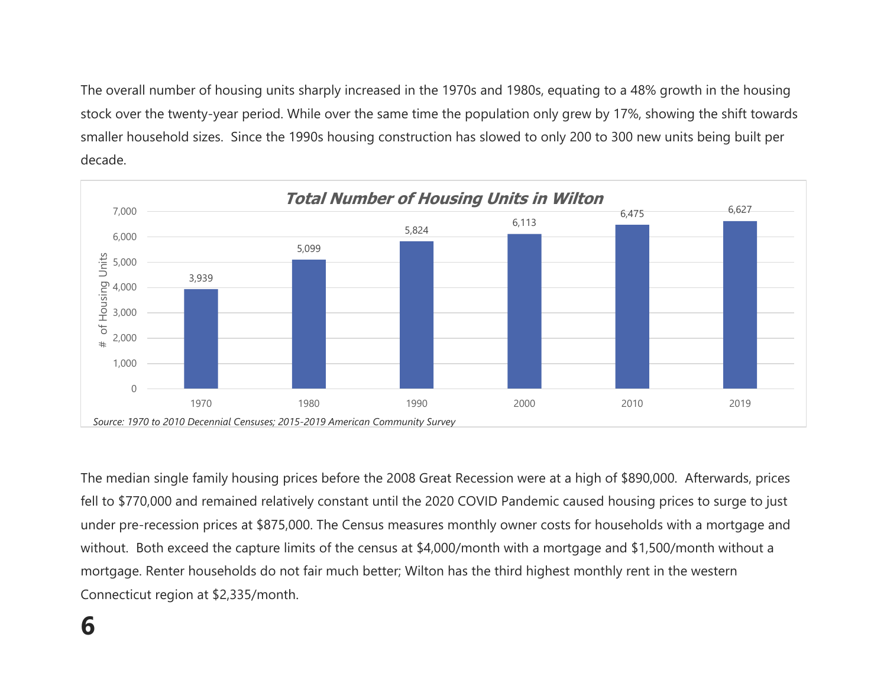The overall number of housing units sharply increased in the 1970s and 1980s, equating to a 48% growth in the housing stock over the twenty-year period. While over the same time the population only grew by 17%, showing the shift towards smaller household sizes. Since the 1990s housing construction has slowed to only 200 to 300 new units being built per decade.

***Total Number of Housing Units in Wilton***

| Year | # of Housing Units |
|---|---|
| 1970 | 3,939 |
| 1980 | 5,099 |
| 1990 | 5,824 |
| 2000 | 6,113 |
| 2010 | 6,475 |
| 2019 | 6,627 |

*Source: 1970 to 2010 Decennial Censuses; 2015-2019 American Community Survey*

The median single family housing prices before the 2008 Great Recession were at a high of $890,000. Afterwards, prices fell to $770,000 and remained relatively constant until the 2020 COVID Pandemic caused housing prices to surge to just under pre-recession prices at $875,000. The Census measures monthly owner costs for households with a mortgage and without. Both exceed the capture limits of the census at $4,000/month with a mortgage and $1,500/month without a mortgage. Renter households do not fair much better; Wilton has the third highest monthly rent in the western Connecticut region at $2,335/month.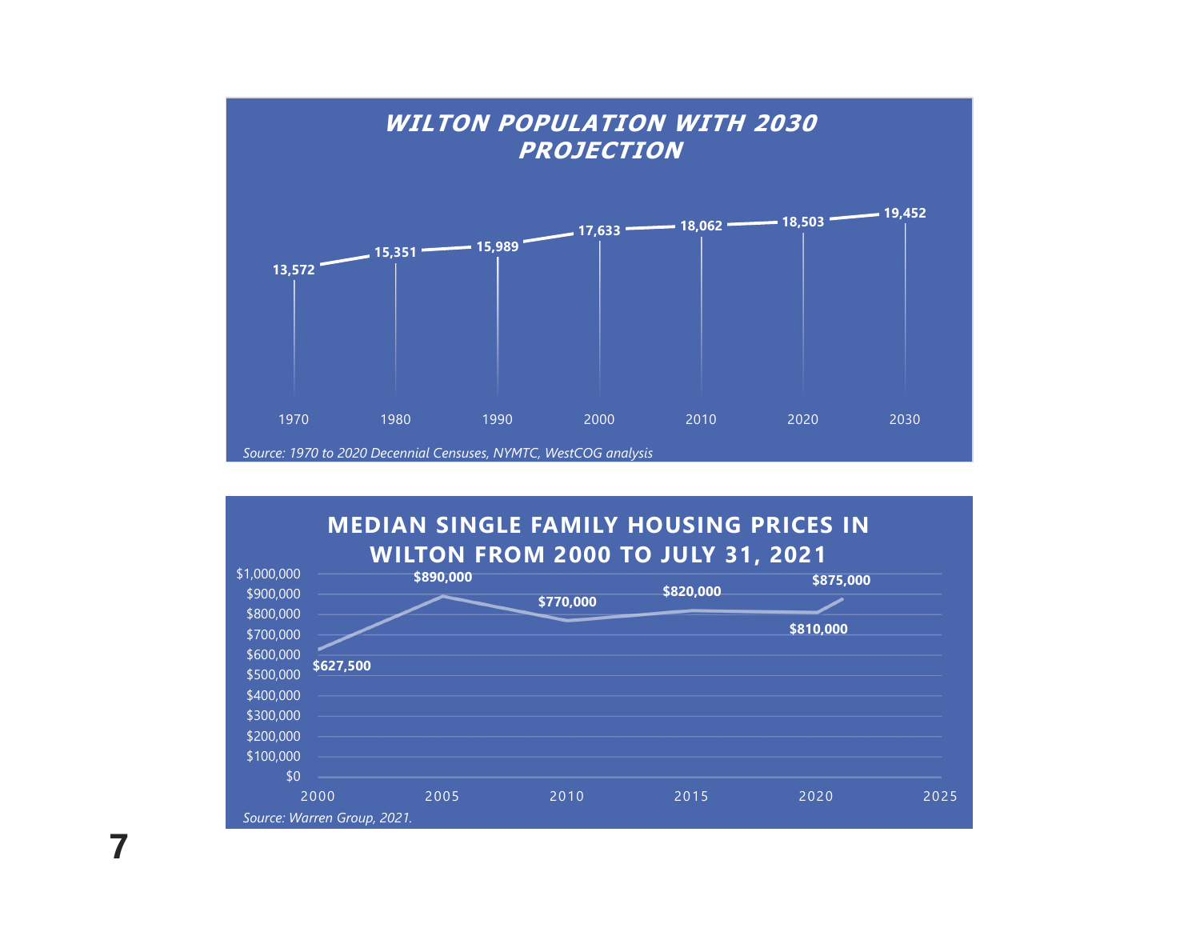## WILTON POPULATION WITH 2030 PROJECTION

| Year | Population |
|---|---|
| 1970 | 13,572 |
| 1980 | 15,351 |
| 1990 | 15,989 |
| 2000 | 17,633 |
| 2010 | 18,062 |
| 2020 | 18,503 |
| 2030 | 19,452 |

*Source: 1970 to 2020 Decennial Censuses, NYMTC, WestCOG analysis*

## MEDIAN SINGLE FAMILY HOUSING PRICES IN WILTON FROM 2000 TO JULY 31, 2021

| Year | Median Price |
|---|---|
| 2000 | $627,500 |
| 2005 | $890,000 |
| 2010 | $770,000 |
| 2015 | $820,000 |
| 2020 | $810,000 |
| 2021 | $875,000 |

*Source: Warren Group, 2021.*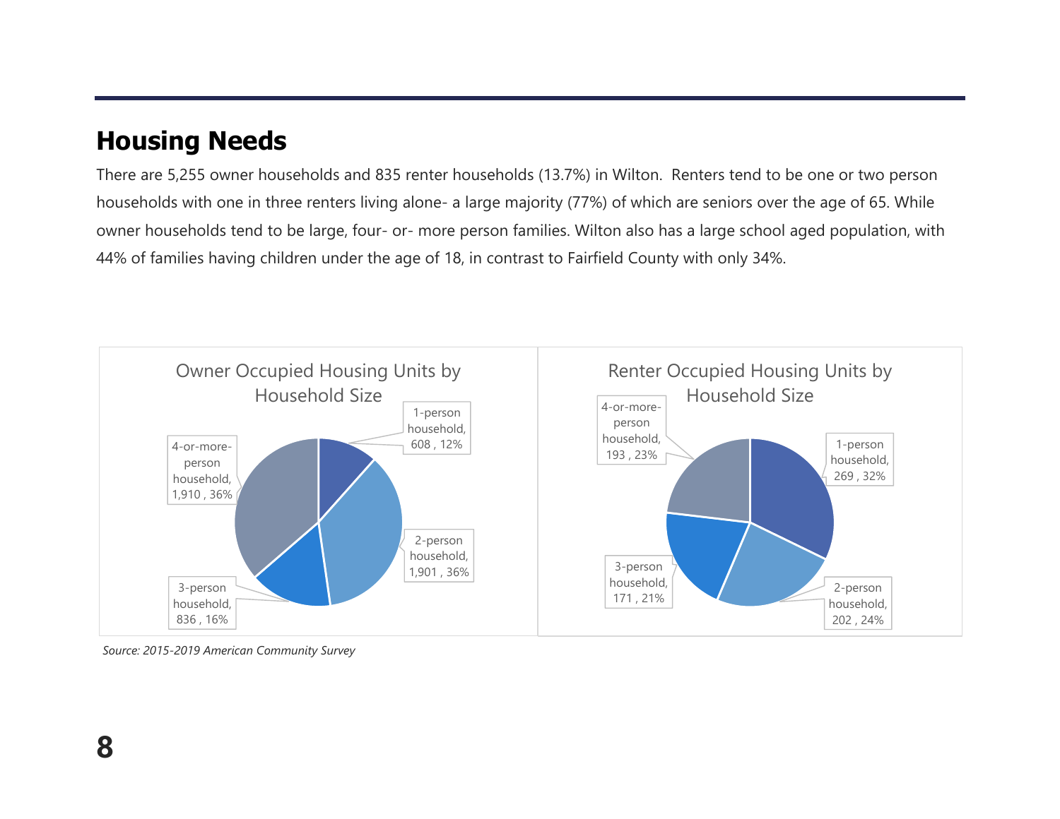## Housing Needs

There are 5,255 owner households and 835 renter households (13.7%) in Wilton.  Renters tend to be one or two person households with one in three renters living alone- a large majority (77%) of which are seniors over the age of 65. While owner households tend to be large, four- or- more person families. Wilton also has a large school aged population, with 44% of families having children under the age of 18, in contrast to Fairfield County with only 34%.

**Owner Occupied Housing Units by Household Size**

| Household Size | Units | Percent |
| --- | --- | --- |
| 1-person household | 608 | 12% |
| 2-person household | 1,901 | 36% |
| 3-person household | 836 | 16% |
| 4-or-more-person household | 1,910 | 36% |

**Renter Occupied Housing Units by Household Size**

| Household Size | Units | Percent |
| --- | --- | --- |
| 1-person household | 269 | 32% |
| 2-person household | 202 | 24% |
| 3-person household | 171 | 21% |
| 4-or-more-person household | 193 | 23% |

*Source: 2015-2019 American Community Survey*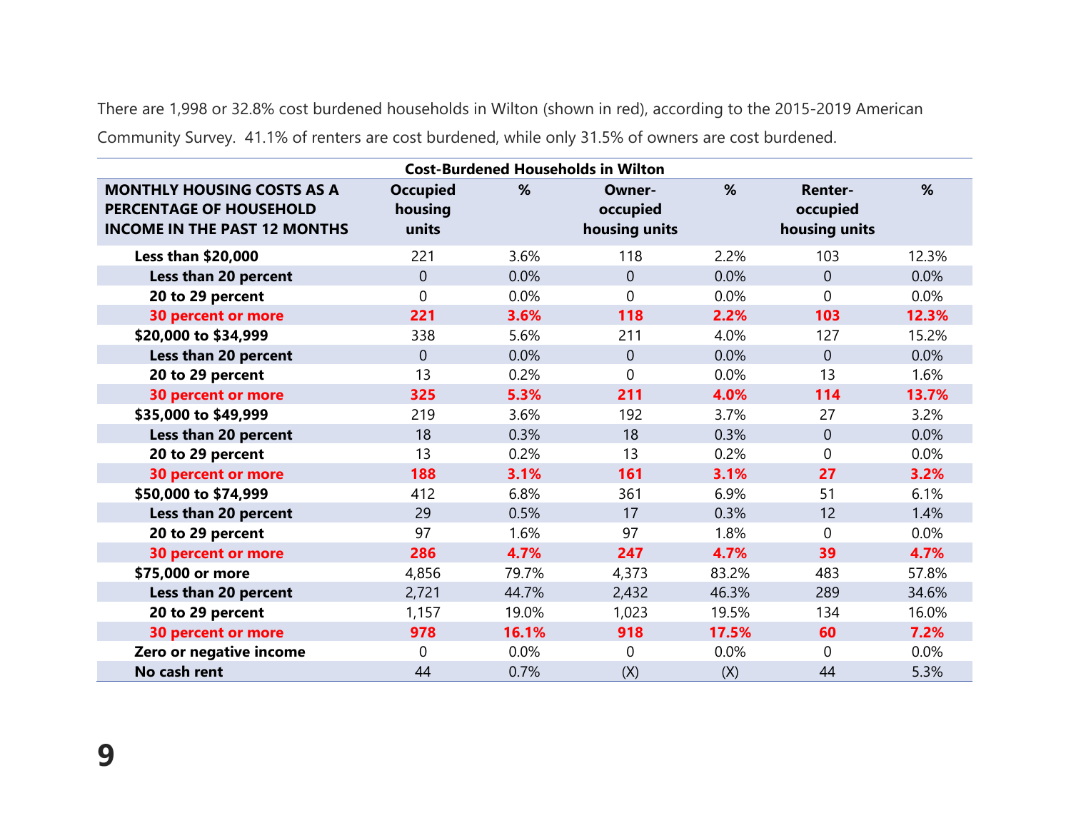There are 1,998 or 32.8% cost burdened households in Wilton (shown in red), according to the 2015-2019 American Community Survey. 41.1% of renters are cost burdened, while only 31.5% of owners are cost burdened.

**Cost-Burdened Households in Wilton**

| MONTHLY HOUSING COSTS AS A PERCENTAGE OF HOUSEHOLD INCOME IN THE PAST 12 MONTHS | Occupied housing units | % | Owner-occupied housing units | % | Renter-occupied housing units | % |
|---|---|---|---|---|---|---|
| **Less than $20,000** | 221 | 3.6% | 118 | 2.2% | 103 | 12.3% |
| **Less than 20 percent** | 0 | 0.0% | 0 | 0.0% | 0 | 0.0% |
| **20 to 29 percent** | 0 | 0.0% | 0 | 0.0% | 0 | 0.0% |
| **30 percent or more** | **221** | **3.6%** | **118** | **2.2%** | **103** | **12.3%** |
| **$20,000 to $34,999** | 338 | 5.6% | 211 | 4.0% | 127 | 15.2% |
| **Less than 20 percent** | 0 | 0.0% | 0 | 0.0% | 0 | 0.0% |
| **20 to 29 percent** | 13 | 0.2% | 0 | 0.0% | 13 | 1.6% |
| **30 percent or more** | **325** | **5.3%** | **211** | **4.0%** | **114** | **13.7%** |
| **$35,000 to $49,999** | 219 | 3.6% | 192 | 3.7% | 27 | 3.2% |
| **Less than 20 percent** | 18 | 0.3% | 18 | 0.3% | 0 | 0.0% |
| **20 to 29 percent** | 13 | 0.2% | 13 | 0.2% | 0 | 0.0% |
| **30 percent or more** | **188** | **3.1%** | **161** | **3.1%** | **27** | **3.2%** |
| **$50,000 to $74,999** | 412 | 6.8% | 361 | 6.9% | 51 | 6.1% |
| **Less than 20 percent** | 29 | 0.5% | 17 | 0.3% | 12 | 1.4% |
| **20 to 29 percent** | 97 | 1.6% | 97 | 1.8% | 0 | 0.0% |
| **30 percent or more** | **286** | **4.7%** | **247** | **4.7%** | **39** | **4.7%** |
| **$75,000 or more** | 4,856 | 79.7% | 4,373 | 83.2% | 483 | 57.8% |
| **Less than 20 percent** | 2,721 | 44.7% | 2,432 | 46.3% | 289 | 34.6% |
| **20 to 29 percent** | 1,157 | 19.0% | 1,023 | 19.5% | 134 | 16.0% |
| **30 percent or more** | **978** | **16.1%** | **918** | **17.5%** | **60** | **7.2%** |
| **Zero or negative income** | 0 | 0.0% | 0 | 0.0% | 0 | 0.0% |
| **No cash rent** | 44 | 0.7% | (X) | (X) | 44 | 5.3% |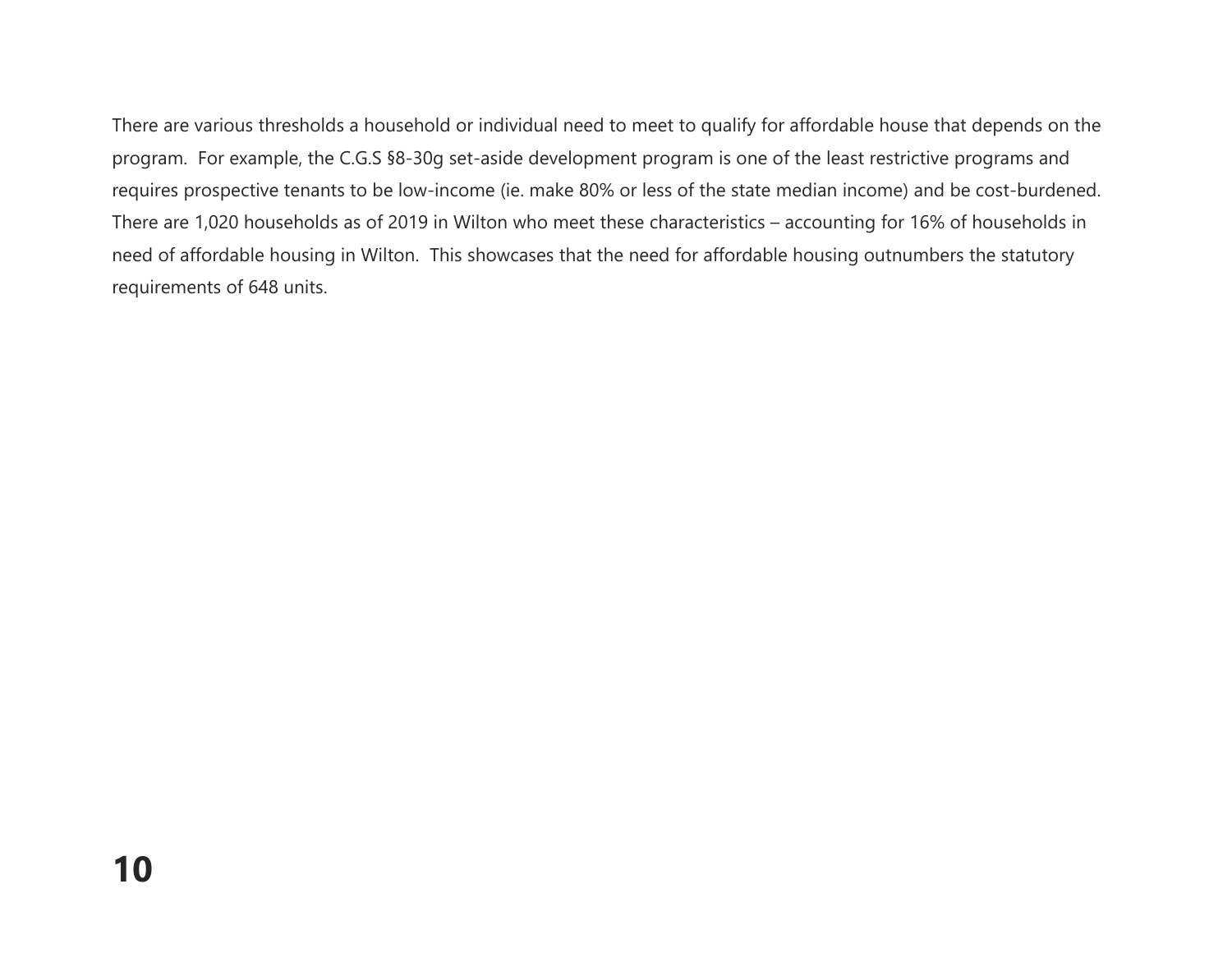There are various thresholds a household or individual need to meet to qualify for affordable house that depends on the program. For example, the C.G.S §8-30g set-aside development program is one of the least restrictive programs and requires prospective tenants to be low-income (ie. make 80% or less of the state median income) and be cost-burdened. There are 1,020 households as of 2019 in Wilton who meet these characteristics – accounting for 16% of households in need of affordable housing in Wilton. This showcases that the need for affordable housing outnumbers the statutory requirements of 648 units.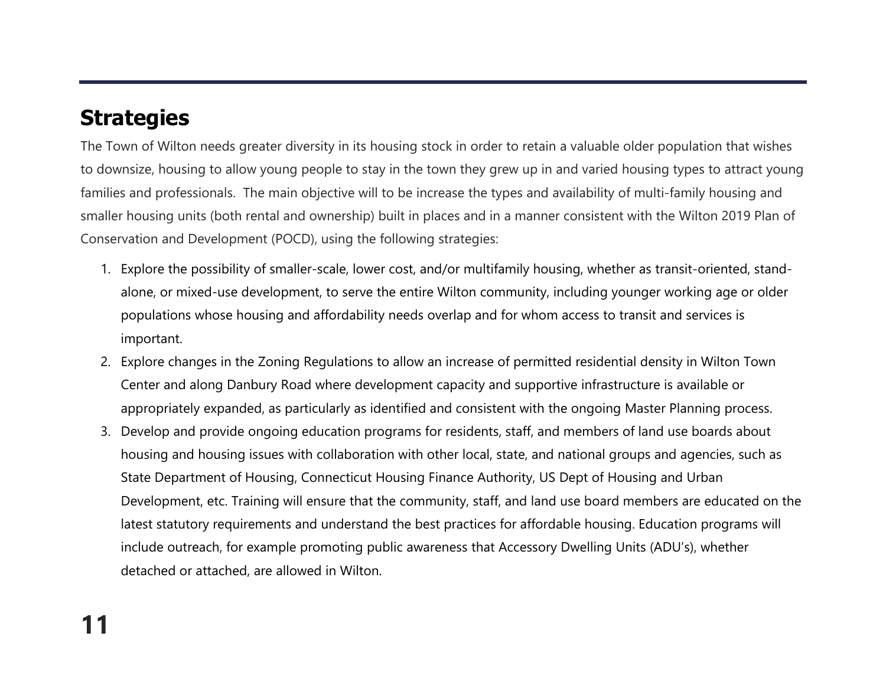## Strategies

The Town of Wilton needs greater diversity in its housing stock in order to retain a valuable older population that wishes to downsize, housing to allow young people to stay in the town they grew up in and varied housing types to attract young families and professionals.  The main objective will to be increase the types and availability of multi-family housing and smaller housing units (both rental and ownership) built in places and in a manner consistent with the Wilton 2019 Plan of Conservation and Development (POCD), using the following strategies:

1. Explore the possibility of smaller-scale, lower cost, and/or multifamily housing, whether as transit-oriented, stand-alone, or mixed-use development, to serve the entire Wilton community, including younger working age or older populations whose housing and affordability needs overlap and for whom access to transit and services is important.
2. Explore changes in the Zoning Regulations to allow an increase of permitted residential density in Wilton Town Center and along Danbury Road where development capacity and supportive infrastructure is available or appropriately expanded, as particularly as identified and consistent with the ongoing Master Planning process.
3. Develop and provide ongoing education programs for residents, staff, and members of land use boards about housing and housing issues with collaboration with other local, state, and national groups and agencies, such as State Department of Housing, Connecticut Housing Finance Authority, US Dept of Housing and Urban Development, etc. Training will ensure that the community, staff, and land use board members are educated on the latest statutory requirements and understand the best practices for affordable housing. Education programs will include outreach, for example promoting public awareness that Accessory Dwelling Units (ADU's), whether detached or attached, are allowed in Wilton.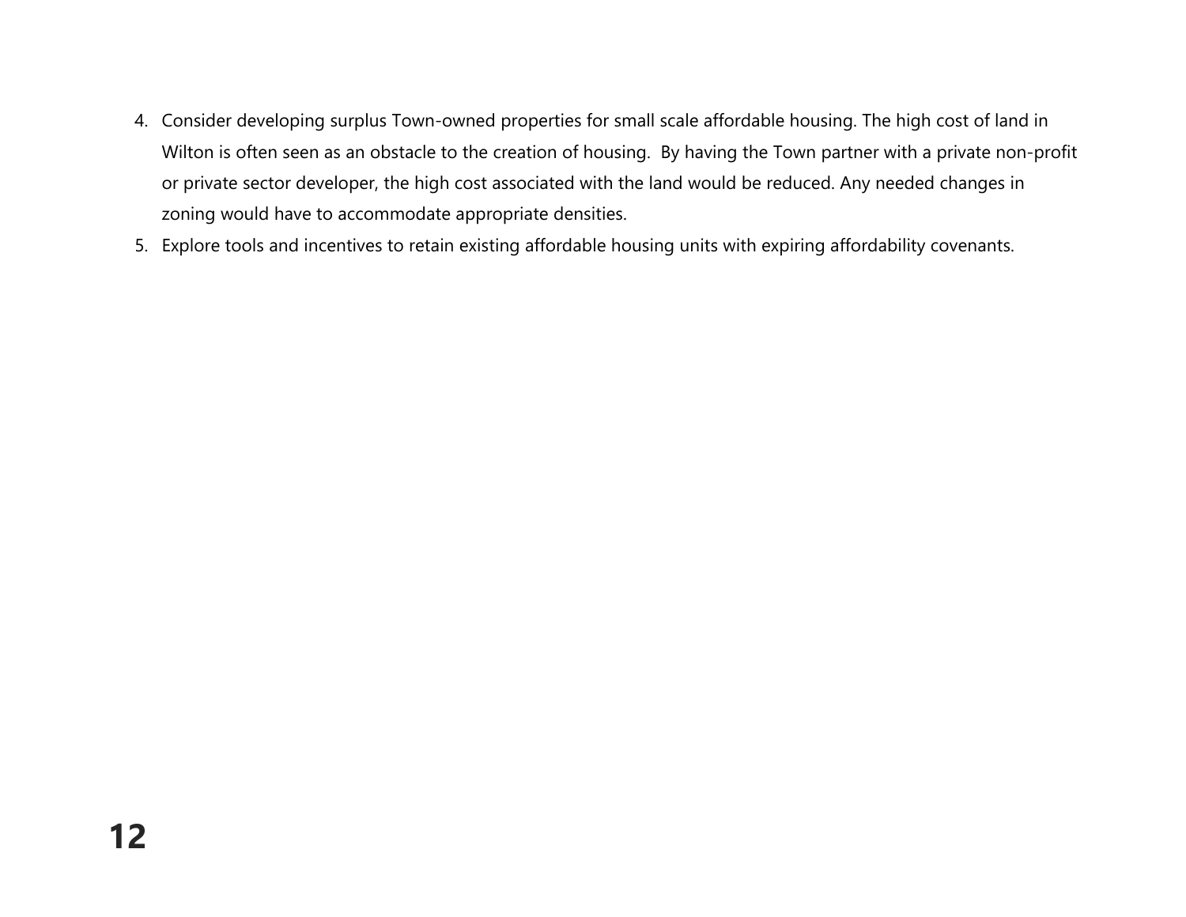4. Consider developing surplus Town-owned properties for small scale affordable housing. The high cost of land in Wilton is often seen as an obstacle to the creation of housing.  By having the Town partner with a private non-profit or private sector developer, the high cost associated with the land would be reduced. Any needed changes in zoning would have to accommodate appropriate densities.
5. Explore tools and incentives to retain existing affordable housing units with expiring affordability covenants.